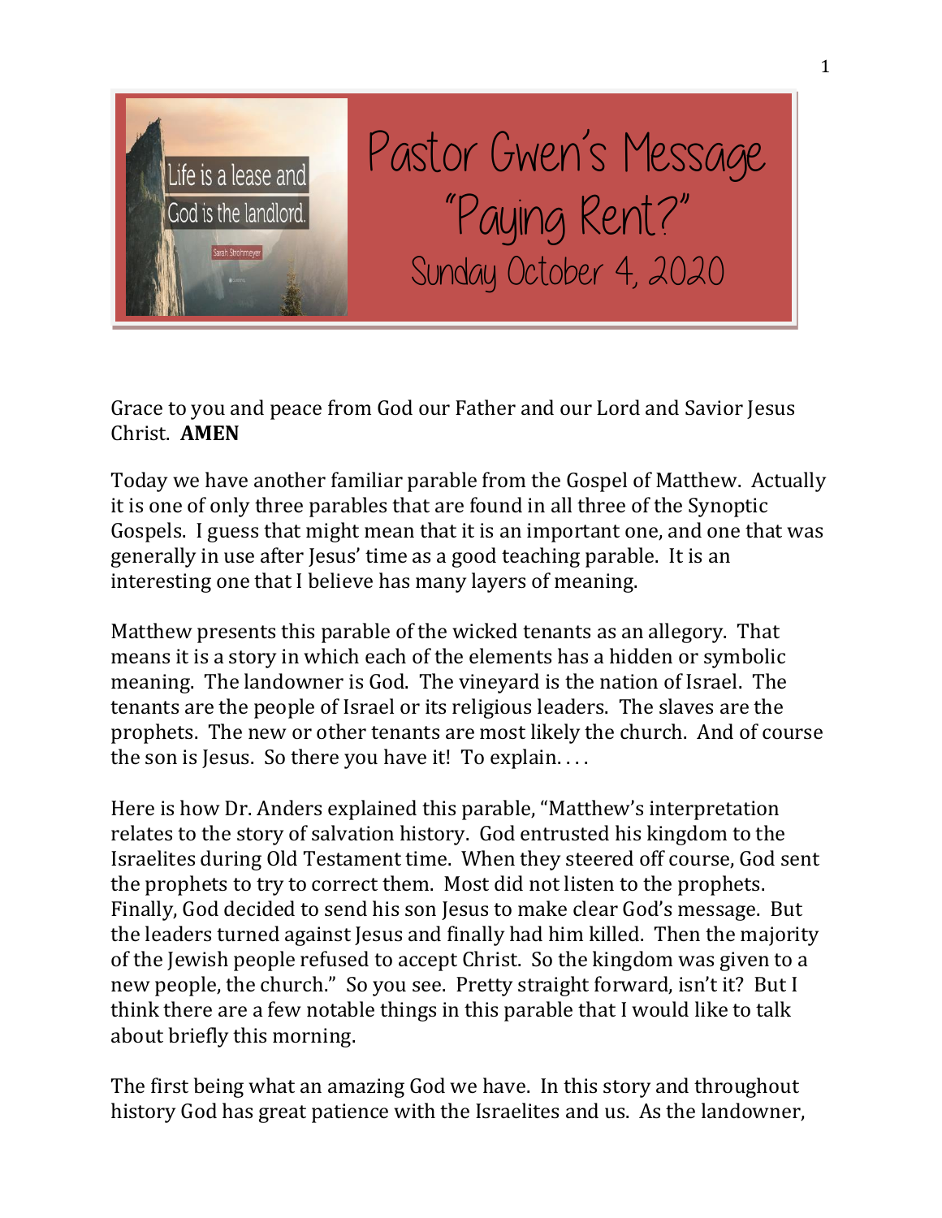# Pastor Gwen's Message "Paying Rent?"

## Sunday October 4, 2020

Life is a lease and God is the landlord.

Sarah Strohmeyer

Grace to you and peace from God our Father and our Lord and Savior Jesus Christ. **AMEN**

Today we have another familiar parable from the Gospel of Matthew. Actually it is one of only three parables that are found in all three of the Synoptic Gospels. I guess that might mean that it is an important one, and one that was generally in use after Jesus' time as a good teaching parable. It is an interesting one that I believe has many layers of meaning.

Matthew presents this parable of the wicked tenants as an allegory. That means it is a story in which each of the elements has a hidden or symbolic meaning. The landowner is God. The vineyard is the nation of Israel. The tenants are the people of Israel or its religious leaders. The slaves are the prophets. The new or other tenants are most likely the church. And of course the son is Jesus. So there you have it! To explain. . . .

Here is how Dr. Anders explained this parable, "Matthew's interpretation relates to the story of salvation history. God entrusted his kingdom to the Israelites during Old Testament time. When they steered off course, God sent the prophets to try to correct them. Most did not listen to the prophets. Finally, God decided to send his son Jesus to make clear God's message. But the leaders turned against Jesus and finally had him killed. Then the majority of the Jewish people refused to accept Christ. So the kingdom was given to a new people, the church." So you see. Pretty straight forward, isn't it? But I think there are a few notable things in this parable that I would like to talk about briefly this morning.

The first being what an amazing God we have. In this story and throughout history God has great patience with the Israelites and us. As the landowner,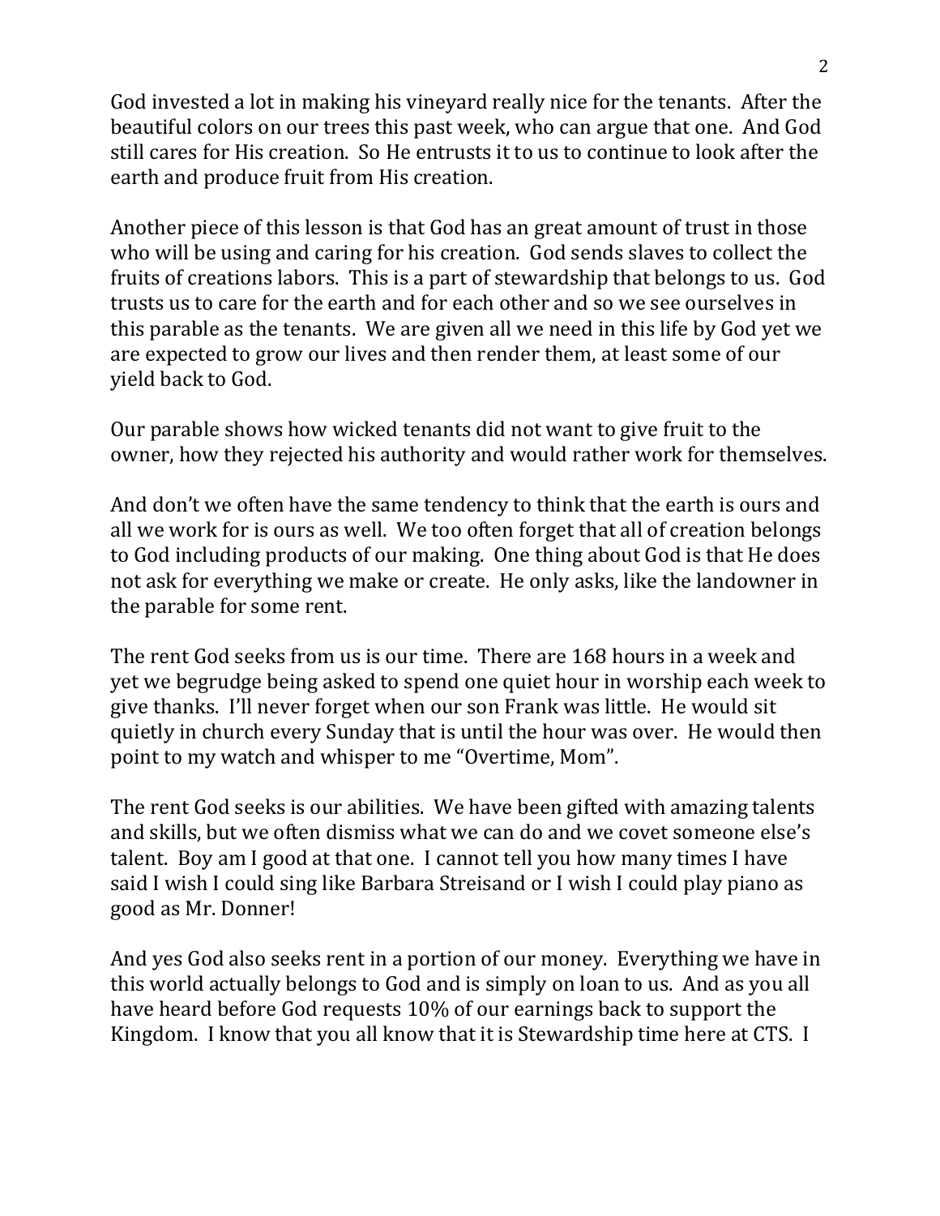God invested a lot in making his vineyard really nice for the tenants. After the beautiful colors on our trees this past week, who can argue that one. And God still cares for His creation. So He entrusts it to us to continue to look after the earth and produce fruit from His creation.

Another piece of this lesson is that God has an great amount of trust in those who will be using and caring for his creation. God sends slaves to collect the fruits of creations labors. This is a part of stewardship that belongs to us. God trusts us to care for the earth and for each other and so we see ourselves in this parable as the tenants. We are given all we need in this life by God yet we are expected to grow our lives and then render them, at least some of our yield back to God.

Our parable shows how wicked tenants did not want to give fruit to the owner, how they rejected his authority and would rather work for themselves.

And don't we often have the same tendency to think that the earth is ours and all we work for is ours as well. We too often forget that all of creation belongs to God including products of our making. One thing about God is that He does not ask for everything we make or create. He only asks, like the landowner in the parable for some rent.

The rent God seeks from us is our time. There are 168 hours in a week and yet we begrudge being asked to spend one quiet hour in worship each week to give thanks. I'll never forget when our son Frank was little. He would sit quietly in church every Sunday that is until the hour was over. He would then point to my watch and whisper to me "Overtime, Mom".

The rent God seeks is our abilities. We have been gifted with amazing talents and skills, but we often dismiss what we can do and we covet someone else's talent. Boy am I good at that one. I cannot tell you how many times I have said I wish I could sing like Barbara Streisand or I wish I could play piano as good as Mr. Donner!

And yes God also seeks rent in a portion of our money. Everything we have in this world actually belongs to God and is simply on loan to us. And as you all have heard before God requests 10% of our earnings back to support the Kingdom. I know that you all know that it is Stewardship time here at CTS. I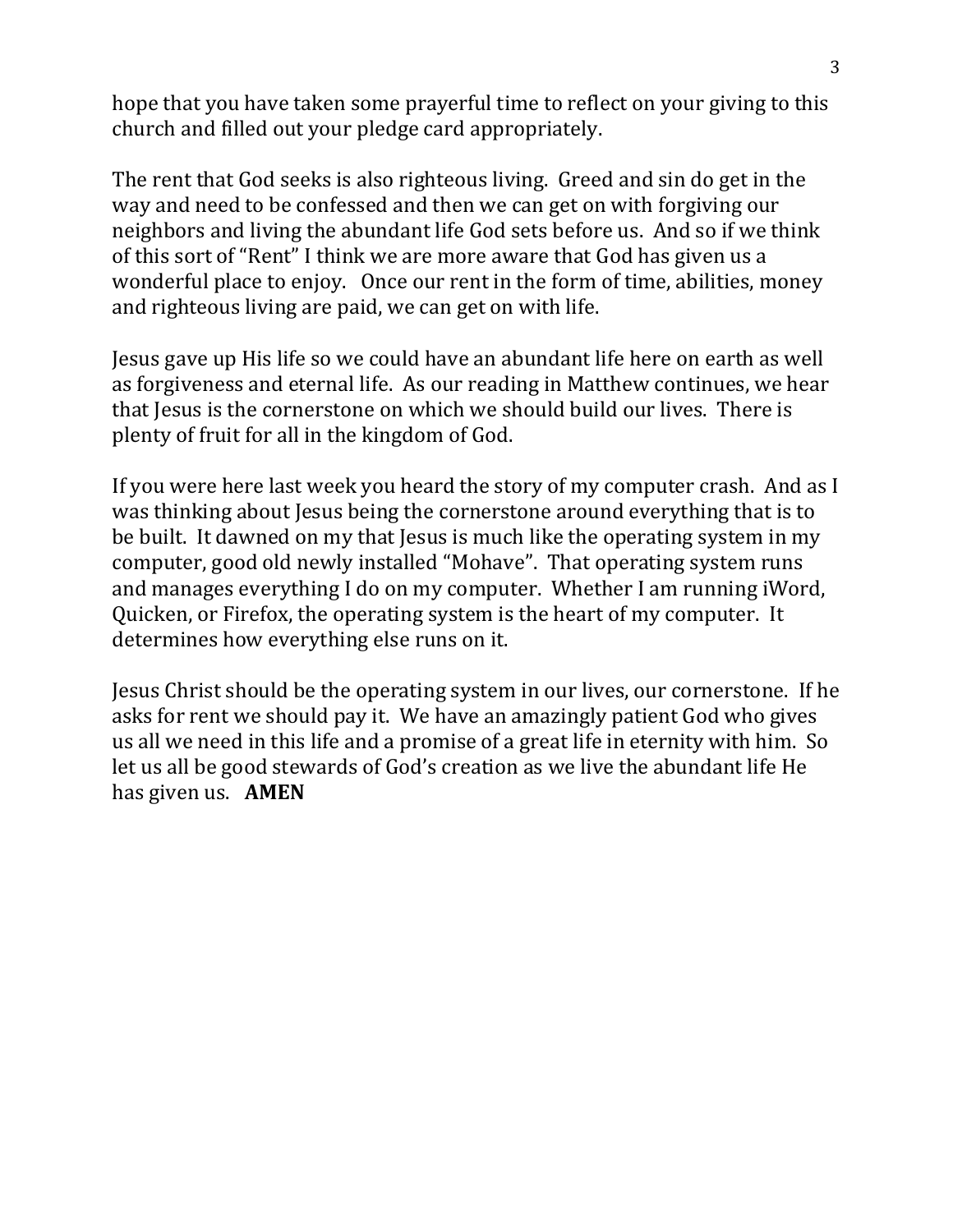hope that you have taken some prayerful time to reflect on your giving to this church and filled out your pledge card appropriately.

The rent that God seeks is also righteous living. Greed and sin do get in the way and need to be confessed and then we can get on with forgiving our neighbors and living the abundant life God sets before us. And so if we think of this sort of "Rent" I think we are more aware that God has given us a wonderful place to enjoy. Once our rent in the form of time, abilities, money and righteous living are paid, we can get on with life.

Jesus gave up His life so we could have an abundant life here on earth as well as forgiveness and eternal life. As our reading in Matthew continues, we hear that Jesus is the cornerstone on which we should build our lives. There is plenty of fruit for all in the kingdom of God.

If you were here last week you heard the story of my computer crash. And as I was thinking about Jesus being the cornerstone around everything that is to be built. It dawned on my that Jesus is much like the operating system in my computer, good old newly installed "Mohave". That operating system runs and manages everything I do on my computer. Whether I am running iWord, Quicken, or Firefox, the operating system is the heart of my computer. It determines how everything else runs on it.

Jesus Christ should be the operating system in our lives, our cornerstone. If he asks for rent we should pay it. We have an amazingly patient God who gives us all we need in this life and a promise of a great life in eternity with him. So let us all be good stewards of God's creation as we live the abundant life He has given us. **AMEN**